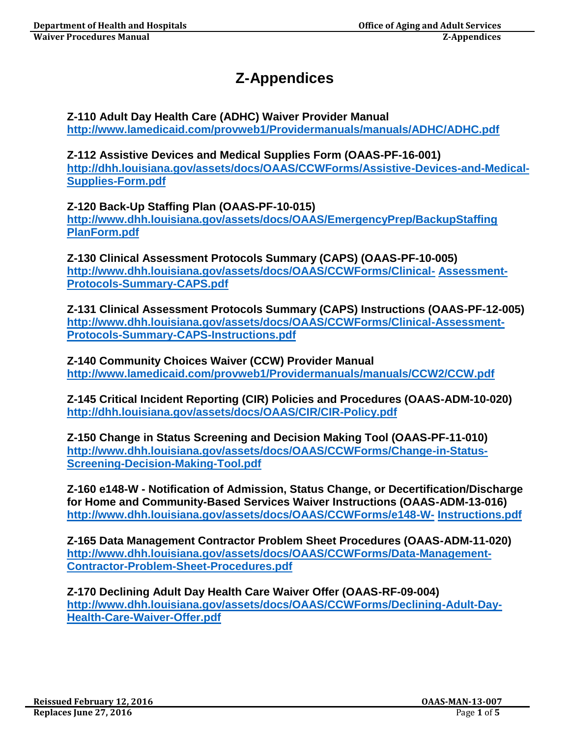# Z-Appendices

**Z-110 Adult Day Health Care (ADHC) Waiver Provider Manual**
http://www.lamedicaid.com/provweb1/Providermanuals/manuals/ADHC/ADHC.pdf

**Z-112 Assistive Devices and Medical Supplies Form (OAAS-PF-16-001)**
http://dhh.louisiana.gov/assets/docs/OAAS/CCWForms/Assistive-Devices-and-Medical-Supplies-Form.pdf

**Z-120 Back-Up Staffing Plan (OAAS-PF-10-015)**
http://www.dhh.louisiana.gov/assets/docs/OAAS/EmergencyPrep/BackupStaffingPlanForm.pdf

**Z-130 Clinical Assessment Protocols Summary (CAPS) (OAAS-PF-10-005)**
http://www.dhh.louisiana.gov/assets/docs/OAAS/CCWForms/Clinical-Assessment-Protocols-Summary-CAPS.pdf

**Z-131 Clinical Assessment Protocols Summary (CAPS) Instructions (OAAS-PF-12-005)**
http://www.dhh.louisiana.gov/assets/docs/OAAS/CCWForms/Clinical-Assessment-Protocols-Summary-CAPS-Instructions.pdf

**Z-140 Community Choices Waiver (CCW) Provider Manual**
http://www.lamedicaid.com/provweb1/Providermanuals/manuals/CCW2/CCW.pdf

**Z-145 Critical Incident Reporting (CIR) Policies and Procedures (OAAS-ADM-10-020)**
http://dhh.louisiana.gov/assets/docs/OAAS/CIR/CIR-Policy.pdf

**Z-150 Change in Status Screening and Decision Making Tool (OAAS-PF-11-010)**
http://www.dhh.louisiana.gov/assets/docs/OAAS/CCWForms/Change-in-Status-Screening-Decision-Making-Tool.pdf

**Z-160 e148-W - Notification of Admission, Status Change, or Decertification/Discharge for Home and Community-Based Services Waiver Instructions (OAAS-ADM-13-016)**
http://www.dhh.louisiana.gov/assets/docs/OAAS/CCWForms/e148-W-Instructions.pdf

**Z-165 Data Management Contractor Problem Sheet Procedures (OAAS-ADM-11-020)**
http://www.dhh.louisiana.gov/assets/docs/OAAS/CCWForms/Data-Management-Contractor-Problem-Sheet-Procedures.pdf

**Z-170 Declining Adult Day Health Care Waiver Offer (OAAS-RF-09-004)**
http://www.dhh.louisiana.gov/assets/docs/OAAS/CCWForms/Declining-Adult-Day-Health-Care-Waiver-Offer.pdf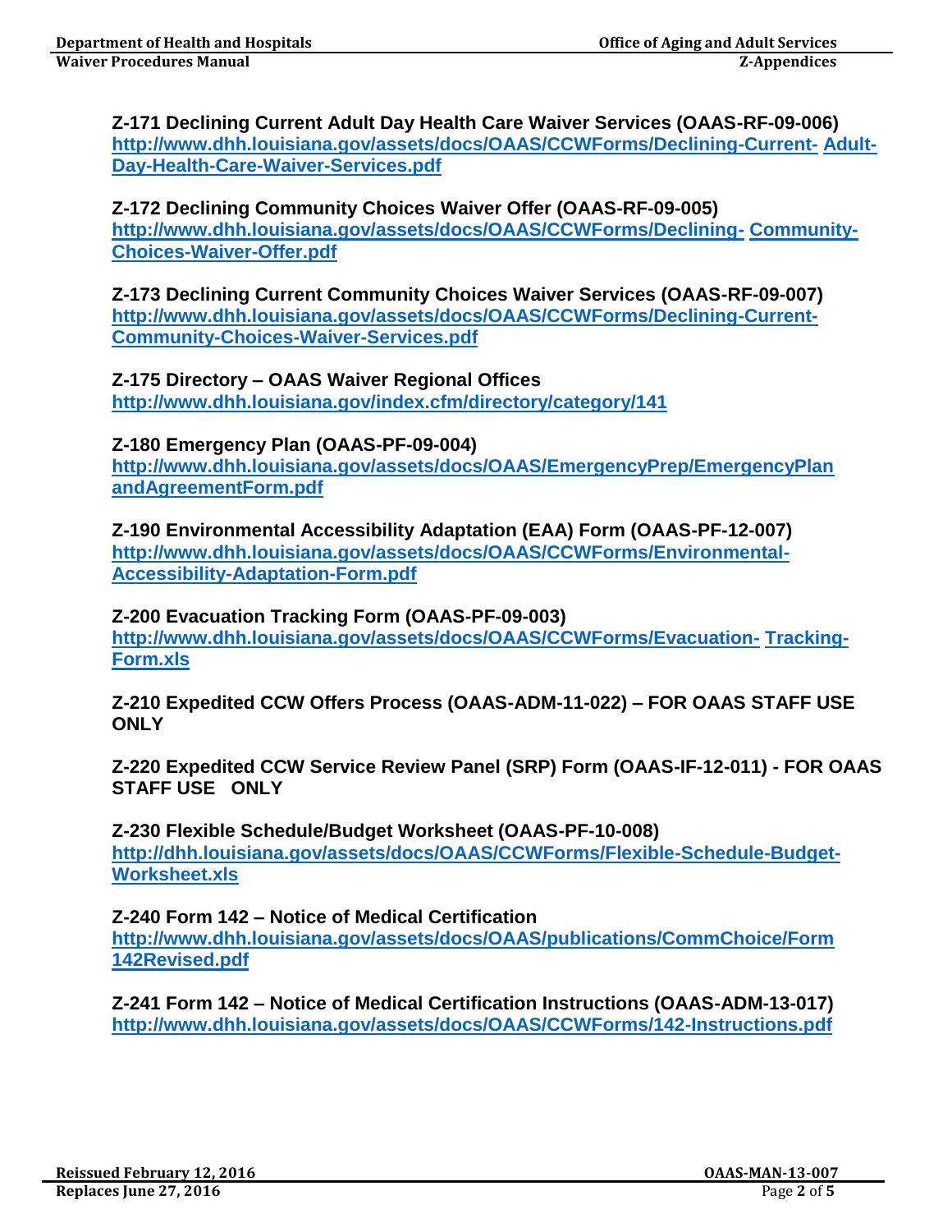**Z-171 Declining Current Adult Day Health Care Waiver Services (OAAS-RF-09-006)**
http://www.dhh.louisiana.gov/assets/docs/OAAS/CCWForms/Declining-Current- Adult-Day-Health-Care-Waiver-Services.pdf

**Z-172 Declining Community Choices Waiver Offer (OAAS-RF-09-005)**
http://www.dhh.louisiana.gov/assets/docs/OAAS/CCWForms/Declining- Community-Choices-Waiver-Offer.pdf

**Z-173 Declining Current Community Choices Waiver Services (OAAS-RF-09-007)**
http://www.dhh.louisiana.gov/assets/docs/OAAS/CCWForms/Declining-Current-Community-Choices-Waiver-Services.pdf

**Z-175 Directory – OAAS Waiver Regional Offices**
http://www.dhh.louisiana.gov/index.cfm/directory/category/141

**Z-180 Emergency Plan (OAAS-PF-09-004)**
http://www.dhh.louisiana.gov/assets/docs/OAAS/EmergencyPrep/EmergencyPlanandAgreementForm.pdf

**Z-190 Environmental Accessibility Adaptation (EAA) Form (OAAS-PF-12-007)**
http://www.dhh.louisiana.gov/assets/docs/OAAS/CCWForms/Environmental-Accessibility-Adaptation-Form.pdf

**Z-200 Evacuation Tracking Form (OAAS-PF-09-003)**
http://www.dhh.louisiana.gov/assets/docs/OAAS/CCWForms/Evacuation- Tracking-Form.xls

**Z-210 Expedited CCW Offers Process (OAAS-ADM-11-022) – FOR OAAS STAFF USE ONLY**

**Z-220 Expedited CCW Service Review Panel (SRP) Form (OAAS-IF-12-011) - FOR OAAS STAFF USE ONLY**

**Z-230 Flexible Schedule/Budget Worksheet (OAAS-PF-10-008)**
http://dhh.louisiana.gov/assets/docs/OAAS/CCWForms/Flexible-Schedule-Budget-Worksheet.xls

**Z-240 Form 142 – Notice of Medical Certification**
http://www.dhh.louisiana.gov/assets/docs/OAAS/publications/CommChoice/Form142Revised.pdf

**Z-241 Form 142 – Notice of Medical Certification Instructions (OAAS-ADM-13-017)**
http://www.dhh.louisiana.gov/assets/docs/OAAS/CCWForms/142-Instructions.pdf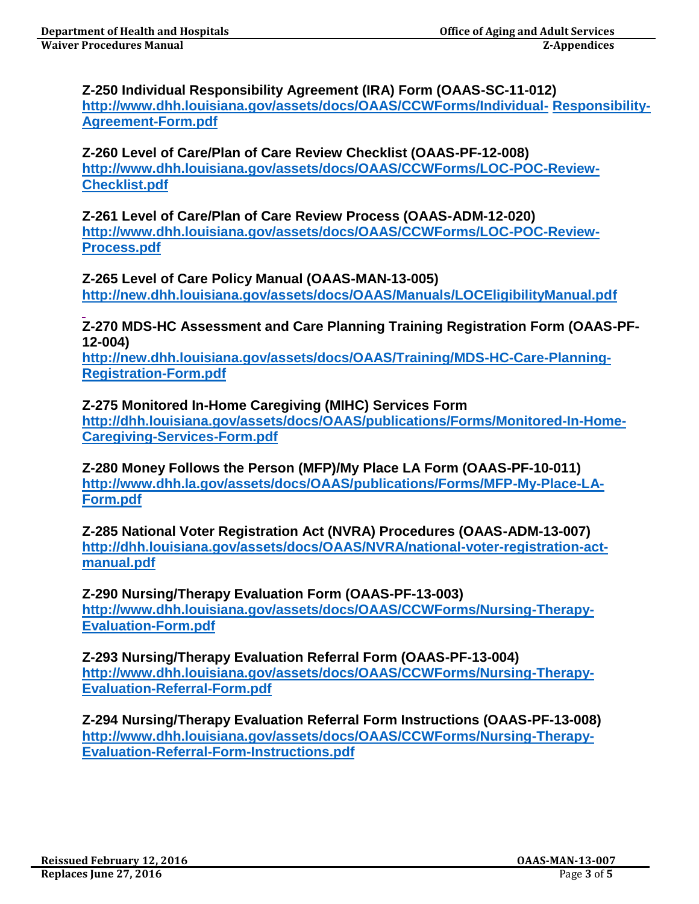**Z-250 Individual Responsibility Agreement (IRA) Form (OAAS-SC-11-012)**
http://www.dhh.louisiana.gov/assets/docs/OAAS/CCWForms/Individual-Responsibility-Agreement-Form.pdf

**Z-260 Level of Care/Plan of Care Review Checklist (OAAS-PF-12-008)**
http://www.dhh.louisiana.gov/assets/docs/OAAS/CCWForms/LOC-POC-Review-Checklist.pdf

**Z-261 Level of Care/Plan of Care Review Process (OAAS-ADM-12-020)**
http://www.dhh.louisiana.gov/assets/docs/OAAS/CCWForms/LOC-POC-Review-Process.pdf

**Z-265 Level of Care Policy Manual (OAAS-MAN-13-005)**
http://new.dhh.louisiana.gov/assets/docs/OAAS/Manuals/LOCEligibilityManual.pdf

**Z-270 MDS-HC Assessment and Care Planning Training Registration Form (OAAS-PF-12-004)**
http://new.dhh.louisiana.gov/assets/docs/OAAS/Training/MDS-HC-Care-Planning-Registration-Form.pdf

**Z-275 Monitored In-Home Caregiving (MIHC) Services Form**
http://dhh.louisiana.gov/assets/docs/OAAS/publications/Forms/Monitored-In-Home-Caregiving-Services-Form.pdf

**Z-280 Money Follows the Person (MFP)/My Place LA Form (OAAS-PF-10-011)**
http://www.dhh.la.gov/assets/docs/OAAS/publications/Forms/MFP-My-Place-LA-Form.pdf

**Z-285 National Voter Registration Act (NVRA) Procedures (OAAS-ADM-13-007)**
http://dhh.louisiana.gov/assets/docs/OAAS/NVRA/national-voter-registration-act-manual.pdf

**Z-290 Nursing/Therapy Evaluation Form (OAAS-PF-13-003)**
http://www.dhh.louisiana.gov/assets/docs/OAAS/CCWForms/Nursing-Therapy-Evaluation-Form.pdf

**Z-293 Nursing/Therapy Evaluation Referral Form (OAAS-PF-13-004)**
http://www.dhh.louisiana.gov/assets/docs/OAAS/CCWForms/Nursing-Therapy-Evaluation-Referral-Form.pdf

**Z-294 Nursing/Therapy Evaluation Referral Form Instructions (OAAS-PF-13-008)**
http://www.dhh.louisiana.gov/assets/docs/OAAS/CCWForms/Nursing-Therapy-Evaluation-Referral-Form-Instructions.pdf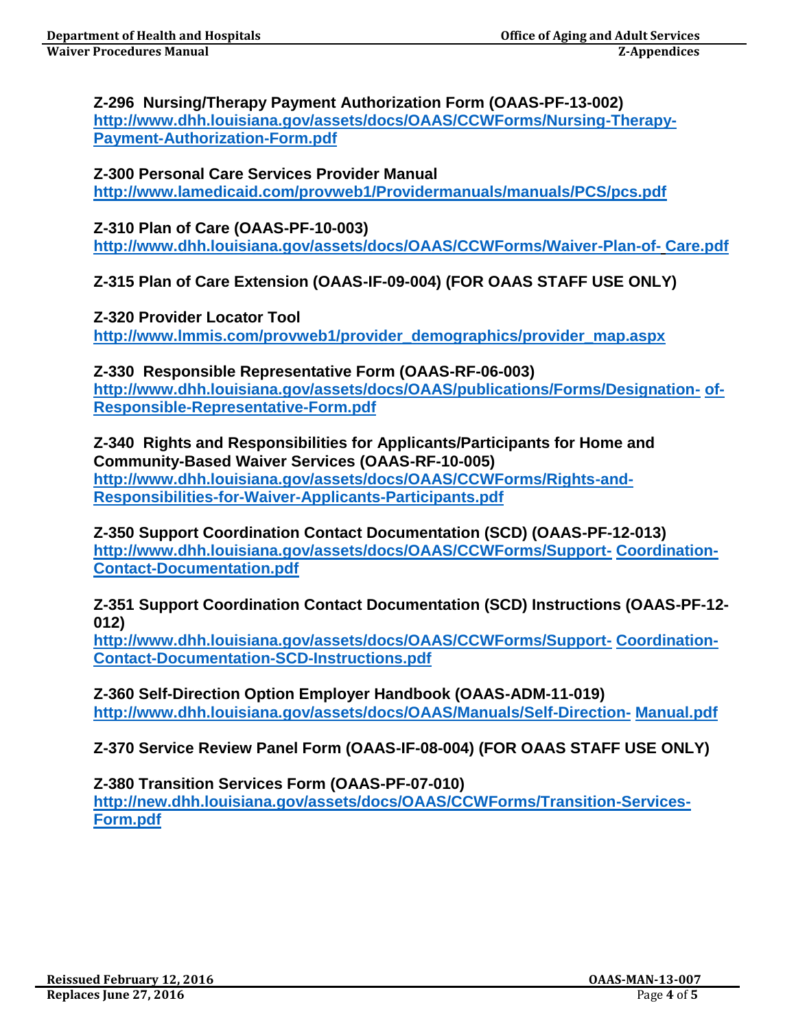**Z-296 Nursing/Therapy Payment Authorization Form (OAAS-PF-13-002)**
http://www.dhh.louisiana.gov/assets/docs/OAAS/CCWForms/Nursing-Therapy-Payment-Authorization-Form.pdf

**Z-300 Personal Care Services Provider Manual**
http://www.lamedicaid.com/provweb1/Providermanuals/manuals/PCS/pcs.pdf

**Z-310 Plan of Care (OAAS-PF-10-003)**
http://www.dhh.louisiana.gov/assets/docs/OAAS/CCWForms/Waiver-Plan-of-Care.pdf

**Z-315 Plan of Care Extension (OAAS-IF-09-004) (FOR OAAS STAFF USE ONLY)**

**Z-320 Provider Locator Tool**
http://www.lmmis.com/provweb1/provider_demographics/provider_map.aspx

**Z-330 Responsible Representative Form (OAAS-RF-06-003)**
http://www.dhh.louisiana.gov/assets/docs/OAAS/publications/Forms/Designation-of-Responsible-Representative-Form.pdf

**Z-340 Rights and Responsibilities for Applicants/Participants for Home and Community-Based Waiver Services (OAAS-RF-10-005)**
http://www.dhh.louisiana.gov/assets/docs/OAAS/CCWForms/Rights-and-Responsibilities-for-Waiver-Applicants-Participants.pdf

**Z-350 Support Coordination Contact Documentation (SCD) (OAAS-PF-12-013)**
http://www.dhh.louisiana.gov/assets/docs/OAAS/CCWForms/Support-Coordination-Contact-Documentation.pdf

**Z-351 Support Coordination Contact Documentation (SCD) Instructions (OAAS-PF-12-012)**
http://www.dhh.louisiana.gov/assets/docs/OAAS/CCWForms/Support-Coordination-Contact-Documentation-SCD-Instructions.pdf

**Z-360 Self-Direction Option Employer Handbook (OAAS-ADM-11-019)**
http://www.dhh.louisiana.gov/assets/docs/OAAS/Manuals/Self-Direction-Manual.pdf

**Z-370 Service Review Panel Form (OAAS-IF-08-004) (FOR OAAS STAFF USE ONLY)**

**Z-380 Transition Services Form (OAAS-PF-07-010)**
http://new.dhh.louisiana.gov/assets/docs/OAAS/CCWForms/Transition-Services-Form.pdf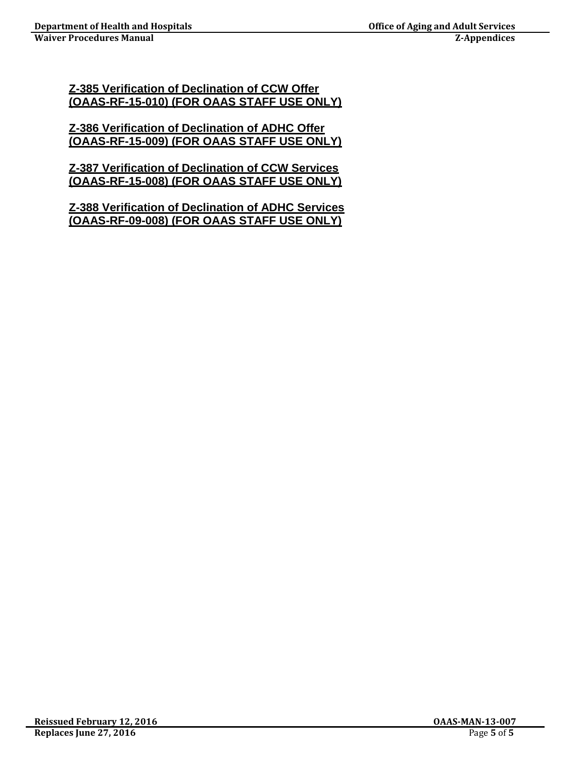**Z-385 Verification of Declination of CCW Offer (OAAS-RF-15-010) (FOR OAAS STAFF USE ONLY)**

**Z-386 Verification of Declination of ADHC Offer (OAAS-RF-15-009) (FOR OAAS STAFF USE ONLY)**

**Z-387 Verification of Declination of CCW Services (OAAS-RF-15-008) (FOR OAAS STAFF USE ONLY)**

**Z-388 Verification of Declination of ADHC Services (OAAS-RF-09-008) (FOR OAAS STAFF USE ONLY)**